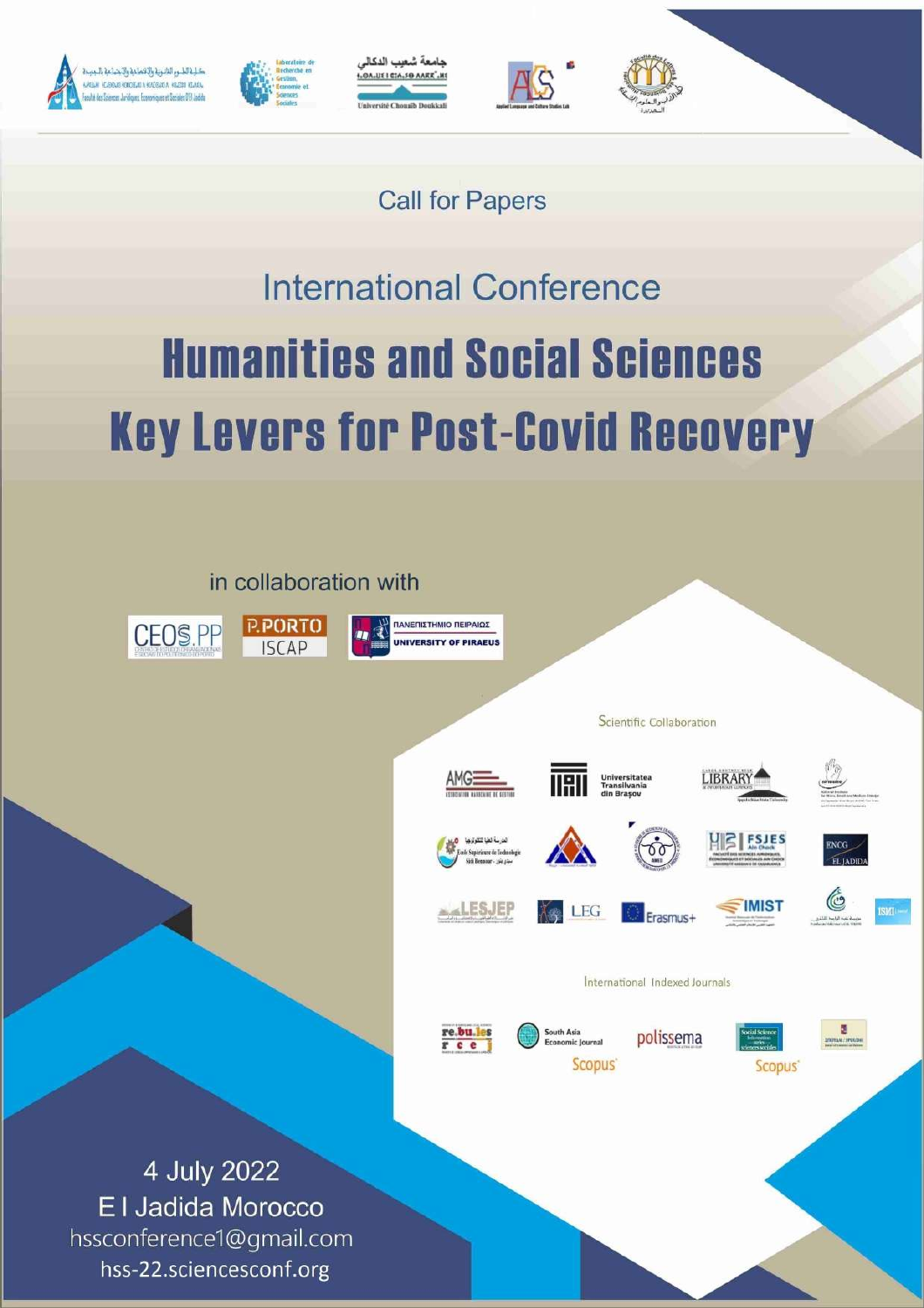Call for Papers

## International Conference

# Humanities and Social Sciences Key Levers for Post-Covid Recovery

in collaboration with

Scientific Collaboration

International Indexed Journals

4 July 2022
El Jadida Morocco
hssconference1@gmail.com
hss-22.sciencesconf.org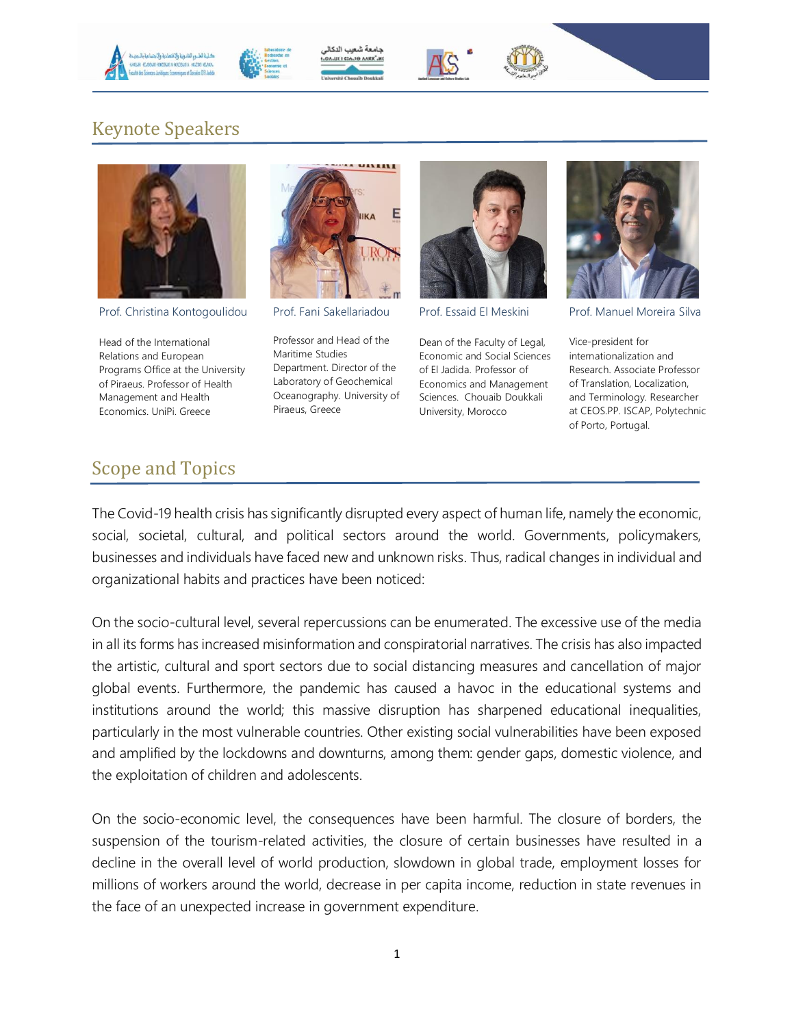## Keynote Speakers

**Prof. Christina Kontogoulidou**

Head of the International Relations and European Programs Office at the University of Piraeus. Professor of Health Management and Health Economics. UniPi. Greece

**Prof. Fani Sakellariadou**

Professor and Head of the Maritime Studies Department. Director of the Laboratory of Geochemical Oceanography. University of Piraeus, Greece

**Prof. Essaid El Meskini**

Dean of the Faculty of Legal, Economic and Social Sciences of El Jadida. Professor of Economics and Management Sciences. Chouaib Doukkali University, Morocco

**Prof. Manuel Moreira Silva**

Vice-president for internationalization and Research. Associate Professor of Translation, Localization, and Terminology. Researcher at CEOS.PP. ISCAP, Polytechnic of Porto, Portugal.

## Scope and Topics

The Covid-19 health crisis has significantly disrupted every aspect of human life, namely the economic, social, societal, cultural, and political sectors around the world. Governments, policymakers, businesses and individuals have faced new and unknown risks. Thus, radical changes in individual and organizational habits and practices have been noticed:

On the socio-cultural level, several repercussions can be enumerated. The excessive use of the media in all its forms has increased misinformation and conspiratorial narratives. The crisis has also impacted the artistic, cultural and sport sectors due to social distancing measures and cancellation of major global events. Furthermore, the pandemic has caused a havoc in the educational systems and institutions around the world; this massive disruption has sharpened educational inequalities, particularly in the most vulnerable countries. Other existing social vulnerabilities have been exposed and amplified by the lockdowns and downturns, among them: gender gaps, domestic violence, and the exploitation of children and adolescents.

On the socio-economic level, the consequences have been harmful. The closure of borders, the suspension of the tourism-related activities, the closure of certain businesses have resulted in a decline in the overall level of world production, slowdown in global trade, employment losses for millions of workers around the world, decrease in per capita income, reduction in state revenues in the face of an unexpected increase in government expenditure.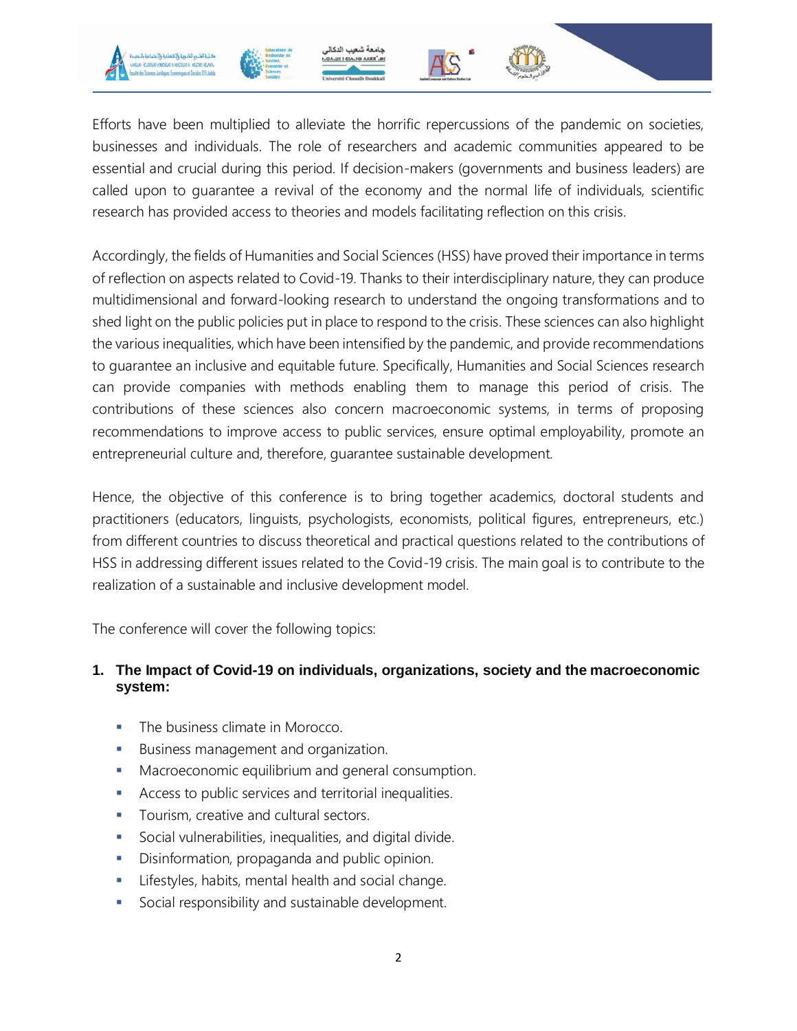Efforts have been multiplied to alleviate the horrific repercussions of the pandemic on societies, businesses and individuals. The role of researchers and academic communities appeared to be essential and crucial during this period. If decision-makers (governments and business leaders) are called upon to guarantee a revival of the economy and the normal life of individuals, scientific research has provided access to theories and models facilitating reflection on this crisis.

Accordingly, the fields of Humanities and Social Sciences (HSS) have proved their importance in terms of reflection on aspects related to Covid-19. Thanks to their interdisciplinary nature, they can produce multidimensional and forward-looking research to understand the ongoing transformations and to shed light on the public policies put in place to respond to the crisis. These sciences can also highlight the various inequalities, which have been intensified by the pandemic, and provide recommendations to guarantee an inclusive and equitable future. Specifically, Humanities and Social Sciences research can provide companies with methods enabling them to manage this period of crisis. The contributions of these sciences also concern macroeconomic systems, in terms of proposing recommendations to improve access to public services, ensure optimal employability, promote an entrepreneurial culture and, therefore, guarantee sustainable development.

Hence, the objective of this conference is to bring together academics, doctoral students and practitioners (educators, linguists, psychologists, economists, political figures, entrepreneurs, etc.) from different countries to discuss theoretical and practical questions related to the contributions of HSS in addressing different issues related to the Covid-19 crisis. The main goal is to contribute to the realization of a sustainable and inclusive development model.

The conference will cover the following topics:

1. **The Impact of Covid-19 on individuals, organizations, society and the macroeconomic system:**

   - The business climate in Morocco.
   - Business management and organization.
   - Macroeconomic equilibrium and general consumption.
   - Access to public services and territorial inequalities.
   - Tourism, creative and cultural sectors.
   - Social vulnerabilities, inequalities, and digital divide.
   - Disinformation, propaganda and public opinion.
   - Lifestyles, habits, mental health and social change.
   - Social responsibility and sustainable development.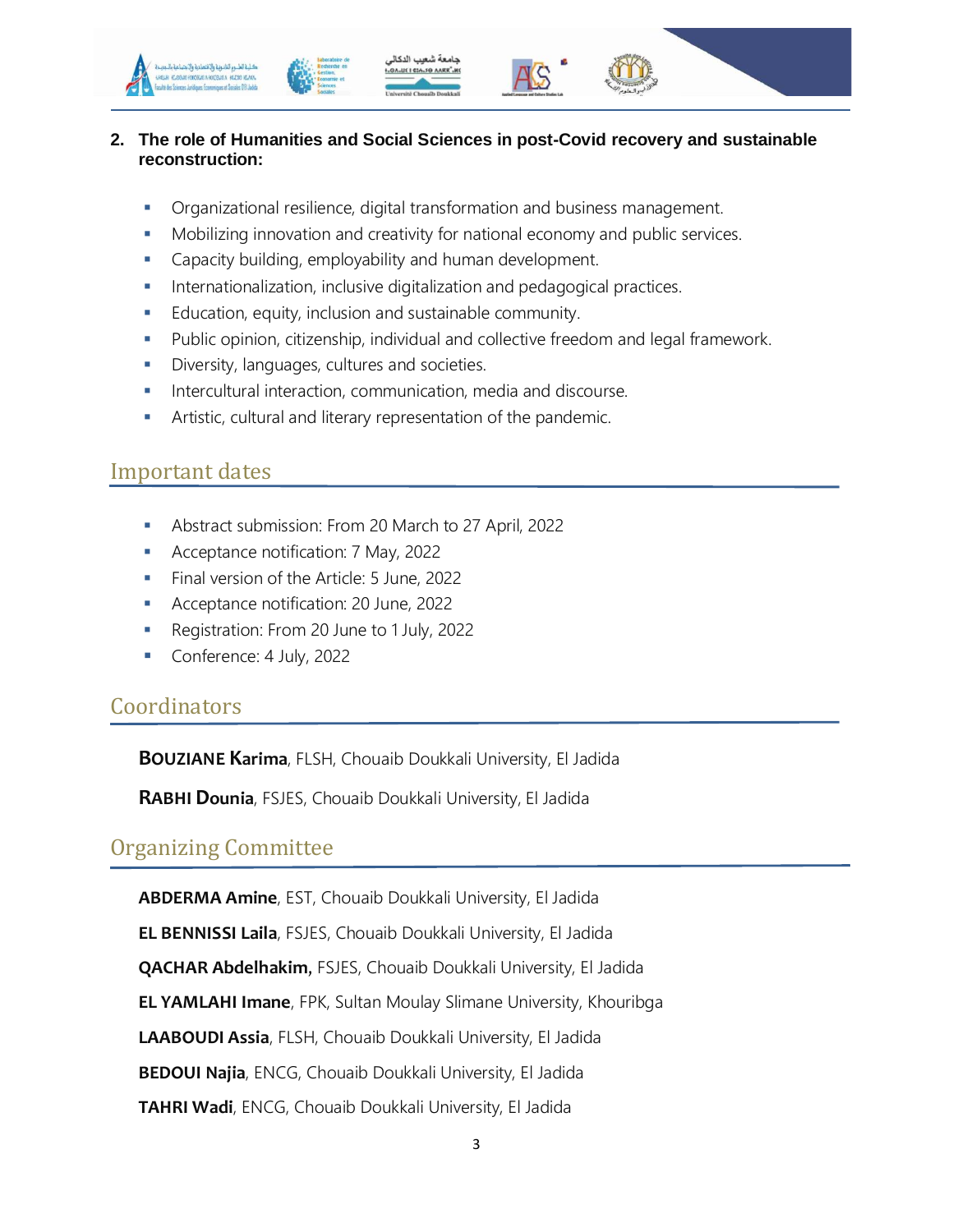2. **The role of Humanities and Social Sciences in post-Covid recovery and sustainable reconstruction:**

- Organizational resilience, digital transformation and business management.
- Mobilizing innovation and creativity for national economy and public services.
- Capacity building, employability and human development.
- Internationalization, inclusive digitalization and pedagogical practices.
- Education, equity, inclusion and sustainable community.
- Public opinion, citizenship, individual and collective freedom and legal framework.
- Diversity, languages, cultures and societies.
- Intercultural interaction, communication, media and discourse.
- Artistic, cultural and literary representation of the pandemic.

## Important dates

- Abstract submission: From 20 March to 27 April, 2022
- Acceptance notification: 7 May, 2022
- Final version of the Article: 5 June, 2022
- Acceptance notification: 20 June, 2022
- Registration: From 20 June to 1 July, 2022
- Conference: 4 July, 2022

## Coordinators

**BOUZIANE Karima**, FLSH, Chouaib Doukkali University, El Jadida

**RABHI Dounia**, FSJES, Chouaib Doukkali University, El Jadida

## Organizing Committee

**ABDERMA Amine**, EST, Chouaib Doukkali University, El Jadida

**EL BENNISSI Laila**, FSJES, Chouaib Doukkali University, El Jadida

**QACHAR Abdelhakim,** FSJES, Chouaib Doukkali University, El Jadida

**EL YAMLAHI Imane**, FPK, Sultan Moulay Slimane University, Khouribga

**LAABOUDI Assia**, FLSH, Chouaib Doukkali University, El Jadida

**BEDOUI Najia**, ENCG, Chouaib Doukkali University, El Jadida

**TAHRI Wadi**, ENCG, Chouaib Doukkali University, El Jadida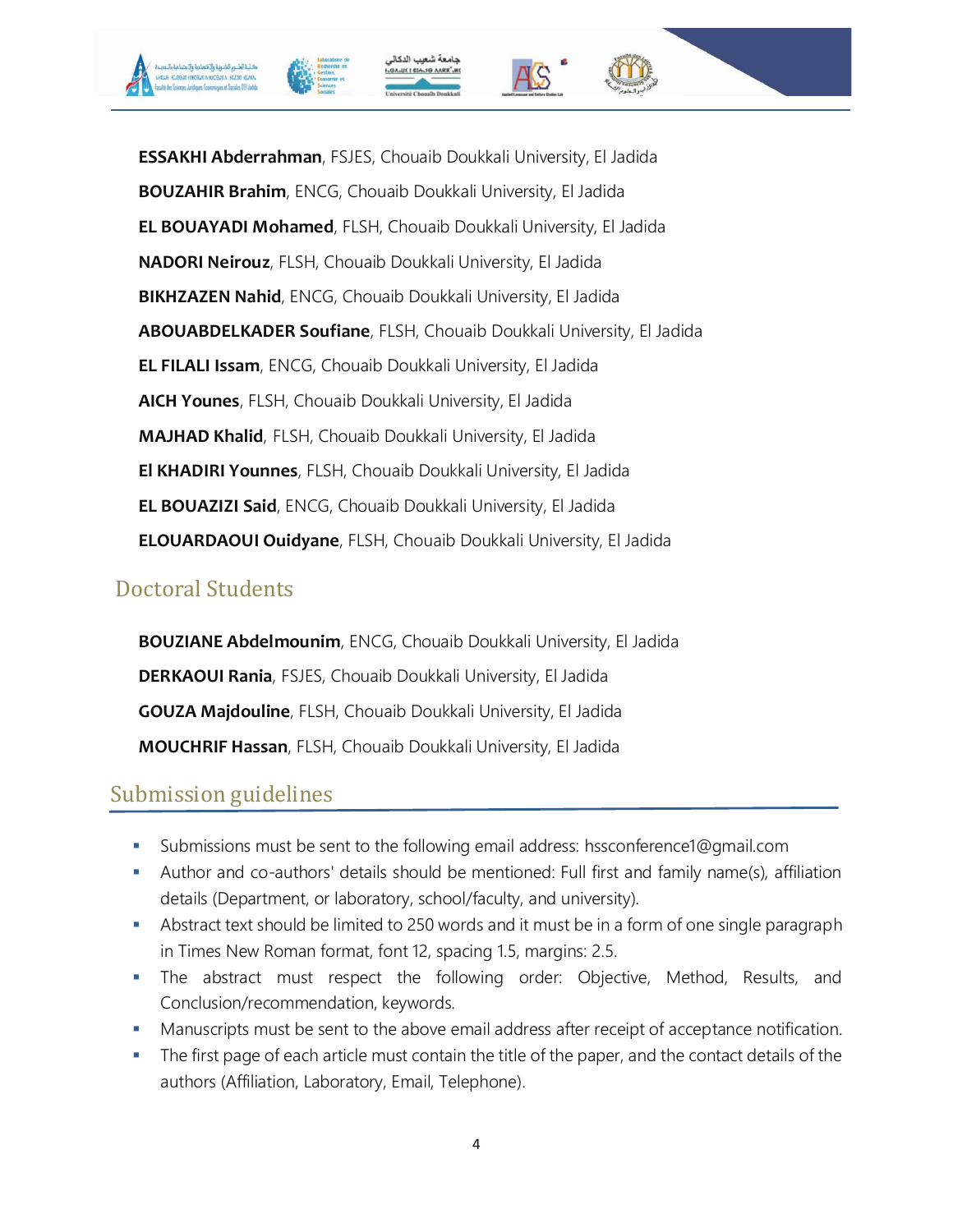**ESSAKHI Abderrahman**, FSJES, Chouaib Doukkali University, El Jadida

**BOUZAHIR Brahim**, ENCG, Chouaib Doukkali University, El Jadida

**EL BOUAYADI Mohamed**, FLSH, Chouaib Doukkali University, El Jadida

**NADORI Neirouz**, FLSH, Chouaib Doukkali University, El Jadida

**BIKHZAZEN Nahid**, ENCG, Chouaib Doukkali University, El Jadida

**ABOUABDELKADER Soufiane**, FLSH, Chouaib Doukkali University, El Jadida

**EL FILALI Issam**, ENCG, Chouaib Doukkali University, El Jadida

**AICH Younes**, FLSH, Chouaib Doukkali University, El Jadida

**MAJHAD Khalid**, FLSH, Chouaib Doukkali University, El Jadida

**El KHADIRI Younnes**, FLSH, Chouaib Doukkali University, El Jadida

**EL BOUAZIZI Said**, ENCG, Chouaib Doukkali University, El Jadida

**ELOUARDAOUI Ouidyane**, FLSH, Chouaib Doukkali University, El Jadida

## Doctoral Students

**BOUZIANE Abdelmounim**, ENCG, Chouaib Doukkali University, El Jadida

**DERKAOUI Rania**, FSJES, Chouaib Doukkali University, El Jadida

**GOUZA Majdouline**, FLSH, Chouaib Doukkali University, El Jadida

**MOUCHRIF Hassan**, FLSH, Chouaib Doukkali University, El Jadida

## Submission guidelines

- Submissions must be sent to the following email address: hssconference1@gmail.com
- Author and co-authors' details should be mentioned: Full first and family name(s), affiliation details (Department, or laboratory, school/faculty, and university).
- Abstract text should be limited to 250 words and it must be in a form of one single paragraph in Times New Roman format, font 12, spacing 1.5, margins: 2.5.
- The abstract must respect the following order: Objective, Method, Results, and Conclusion/recommendation, keywords.
- Manuscripts must be sent to the above email address after receipt of acceptance notification.
- The first page of each article must contain the title of the paper, and the contact details of the authors (Affiliation, Laboratory, Email, Telephone).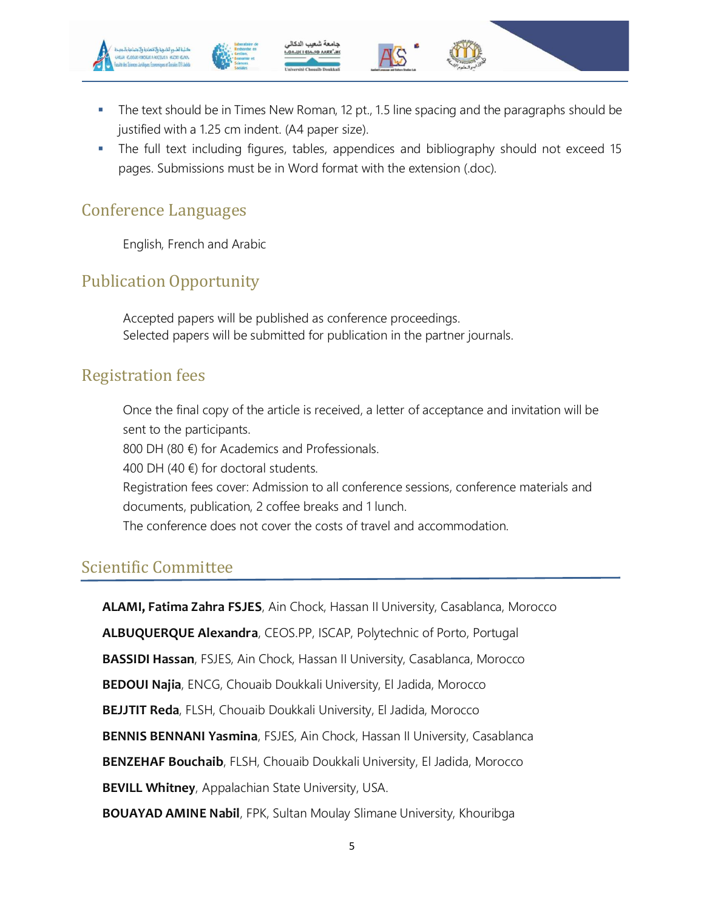- The text should be in Times New Roman, 12 pt., 1.5 line spacing and the paragraphs should be justified with a 1.25 cm indent. (A4 paper size).
- The full text including figures, tables, appendices and bibliography should not exceed 15 pages. Submissions must be in Word format with the extension (.doc).

## Conference Languages

English, French and Arabic

## Publication Opportunity

Accepted papers will be published as conference proceedings.
Selected papers will be submitted for publication in the partner journals.

## Registration fees

Once the final copy of the article is received, a letter of acceptance and invitation will be sent to the participants.
800 DH (80 €) for Academics and Professionals.
400 DH (40 €) for doctoral students.
Registration fees cover: Admission to all conference sessions, conference materials and documents, publication, 2 coffee breaks and 1 lunch.
The conference does not cover the costs of travel and accommodation.

## Scientific Committee

**ALAMI, Fatima Zahra FSJES**, Ain Chock, Hassan II University, Casablanca, Morocco

**ALBUQUERQUE Alexandra**, CEOS.PP, ISCAP, Polytechnic of Porto, Portugal

**BASSIDI Hassan**, FSJES, Ain Chock, Hassan II University, Casablanca, Morocco

**BEDOUI Najia**, ENCG, Chouaib Doukkali University, El Jadida, Morocco

**BEJJTIT Reda**, FLSH, Chouaib Doukkali University, El Jadida, Morocco

**BENNIS BENNANI Yasmina**, FSJES, Ain Chock, Hassan II University, Casablanca

**BENZEHAF Bouchaib**, FLSH, Chouaib Doukkali University, El Jadida, Morocco

**BEVILL Whitney**, Appalachian State University, USA.

**BOUAYAD AMINE Nabil**, FPK, Sultan Moulay Slimane University, Khouribga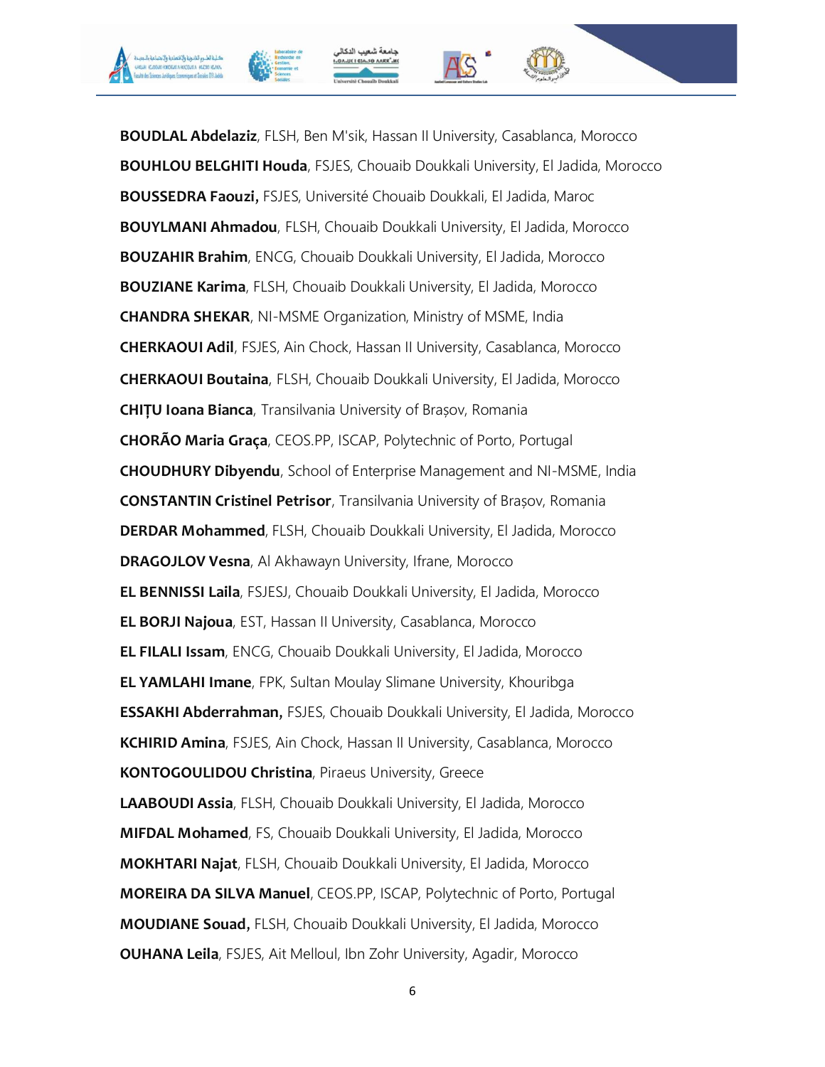**BOUDLAL Abdelaziz**, FLSH, Ben M'sik, Hassan II University, Casablanca, Morocco

**BOUHLOU BELGHITI Houda**, FSJES, Chouaib Doukkali University, El Jadida, Morocco

**BOUSSEDRA Faouzi,** FSJES, Université Chouaib Doukkali, El Jadida, Maroc

**BOUYLMANI Ahmadou**, FLSH, Chouaib Doukkali University, El Jadida, Morocco

**BOUZAHIR Brahim**, ENCG, Chouaib Doukkali University, El Jadida, Morocco

**BOUZIANE Karima**, FLSH, Chouaib Doukkali University, El Jadida, Morocco

**CHANDRA SHEKAR**, NI-MSME Organization, Ministry of MSME, India

**CHERKAOUI Adil**, FSJES, Ain Chock, Hassan II University, Casablanca, Morocco

**CHERKAOUI Boutaina**, FLSH, Chouaib Doukkali University, El Jadida, Morocco

**CHIȚU Ioana Bianca**, Transilvania University of Brașov, Romania

**CHORÃO Maria Graça**, CEOS.PP, ISCAP, Polytechnic of Porto, Portugal

**CHOUDHURY Dibyendu**, School of Enterprise Management and NI-MSME, India

**CONSTANTIN Cristinel Petrisor**, Transilvania University of Brașov, Romania

**DERDAR Mohammed**, FLSH, Chouaib Doukkali University, El Jadida, Morocco

**DRAGOJLOV Vesna**, Al Akhawayn University, Ifrane, Morocco

**EL BENNISSI Laila**, FSJESJ, Chouaib Doukkali University, El Jadida, Morocco

**EL BORJI Najoua**, EST, Hassan II University, Casablanca, Morocco

**EL FILALI Issam**, ENCG, Chouaib Doukkali University, El Jadida, Morocco

**EL YAMLAHI Imane**, FPK, Sultan Moulay Slimane University, Khouribga

**ESSAKHI Abderrahman,** FSJES, Chouaib Doukkali University, El Jadida, Morocco

**KCHIRID Amina**, FSJES, Ain Chock, Hassan II University, Casablanca, Morocco

**KONTOGOULIDOU Christina**, Piraeus University, Greece

**LAABOUDI Assia**, FLSH, Chouaib Doukkali University, El Jadida, Morocco

**MIFDAL Mohamed**, FS, Chouaib Doukkali University, El Jadida, Morocco

**MOKHTARI Najat**, FLSH, Chouaib Doukkali University, El Jadida, Morocco

**MOREIRA DA SILVA Manuel**, CEOS.PP, ISCAP, Polytechnic of Porto, Portugal

**MOUDIANE Souad,** FLSH, Chouaib Doukkali University, El Jadida, Morocco

**OUHANA Leila**, FSJES, Ait Melloul, Ibn Zohr University, Agadir, Morocco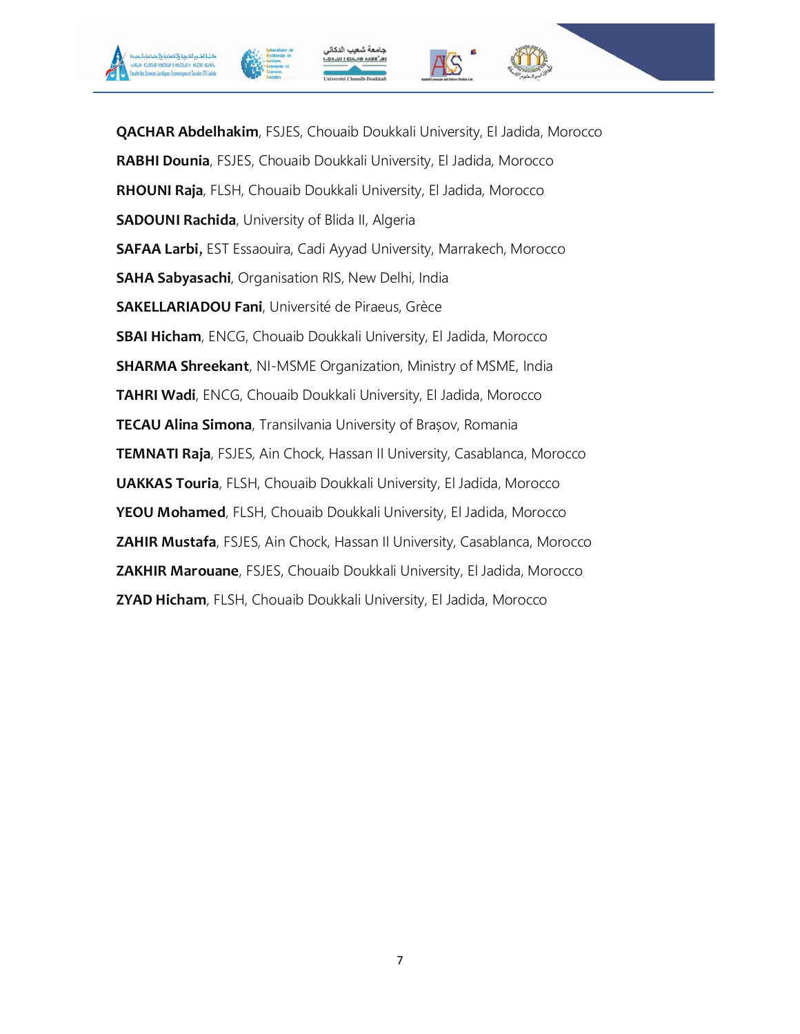**QACHAR Abdelhakim**, FSJES, Chouaib Doukkali University, El Jadida, Morocco

**RABHI Dounia**, FSJES, Chouaib Doukkali University, El Jadida, Morocco

**RHOUNI Raja**, FLSH, Chouaib Doukkali University, El Jadida, Morocco

**SADOUNI Rachida**, University of Blida II, Algeria

**SAFAA Larbi,** EST Essaouira, Cadi Ayyad University, Marrakech, Morocco

**SAHA Sabyasachi**, Organisation RIS, New Delhi, India

**SAKELLARIADOU Fani**, Université de Piraeus, Grèce

**SBAI Hicham**, ENCG, Chouaib Doukkali University, El Jadida, Morocco

**SHARMA Shreekant**, NI-MSME Organization, Ministry of MSME, India

**TAHRI Wadi**, ENCG, Chouaib Doukkali University, El Jadida, Morocco

**TECAU Alina Simona**, Transilvania University of Brașov, Romania

**TEMNATI Raja**, FSJES, Ain Chock, Hassan II University, Casablanca, Morocco

**UAKKAS Touria**, FLSH, Chouaib Doukkali University, El Jadida, Morocco

**YEOU Mohamed**, FLSH, Chouaib Doukkali University, El Jadida, Morocco

**ZAHIR Mustafa**, FSJES, Ain Chock, Hassan II University, Casablanca, Morocco

**ZAKHIR Marouane**, FSJES, Chouaib Doukkali University, El Jadida, Morocco

**ZYAD Hicham**, FLSH, Chouaib Doukkali University, El Jadida, Morocco